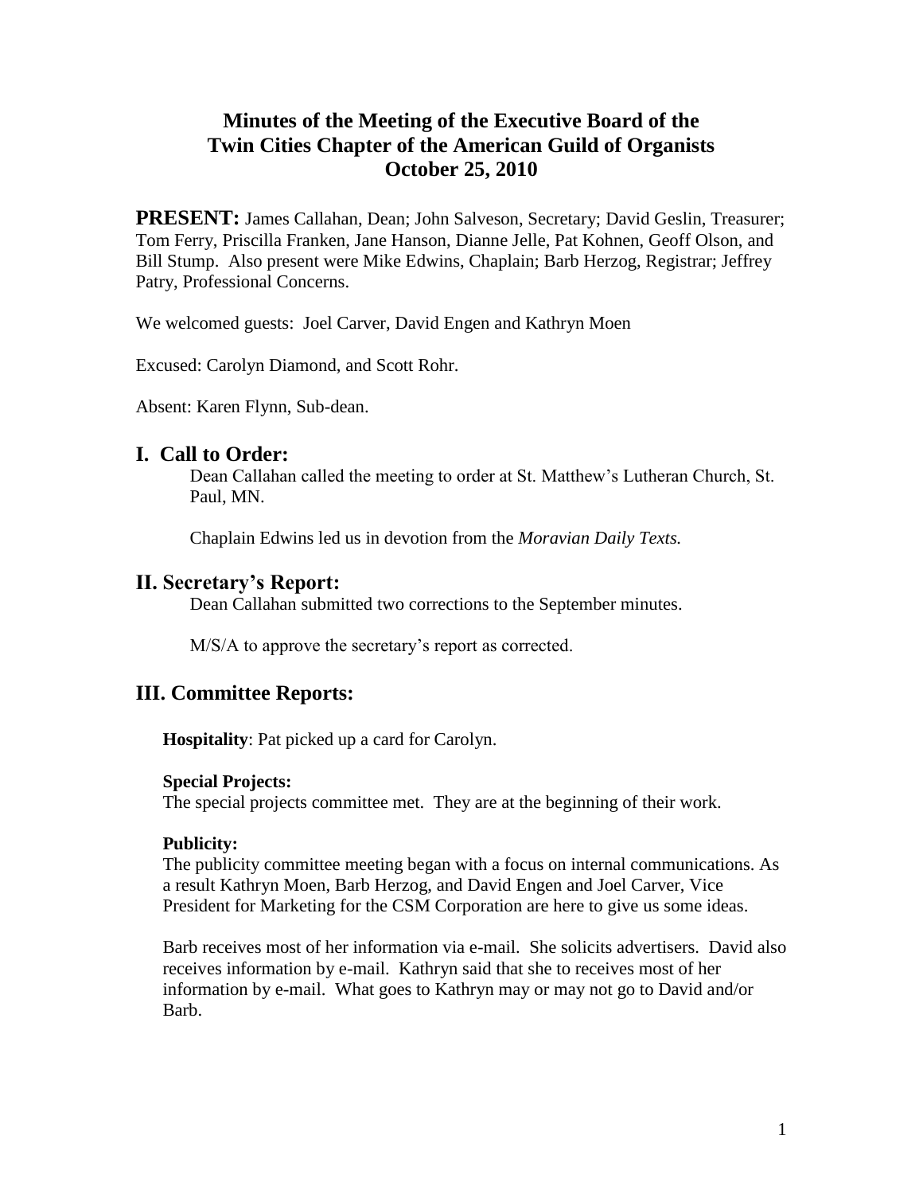# Minutes of the Meeting of the Executive Board of the Twin Cities Chapter of the American Guild of Organists October 25, 2010

**PRESENT:** James Callahan, Dean; John Salveson, Secretary; David Geslin, Treasurer; Tom Ferry, Priscilla Franken, Jane Hanson, Dianne Jelle, Pat Kohnen, Geoff Olson, and Bill Stump. Also present were Mike Edwins, Chaplain; Barb Herzog, Registrar; Jeffrey Patry, Professional Concerns.

We welcomed guests: Joel Carver, David Engen and Kathryn Moen

Excused: Carolyn Diamond, and Scott Rohr.

Absent: Karen Flynn, Sub-dean.

## I. Call to Order:

Dean Callahan called the meeting to order at St. Matthew's Lutheran Church, St. Paul, MN.

Chaplain Edwins led us in devotion from the *Moravian Daily Texts.*

## II. Secretary's Report:

Dean Callahan submitted two corrections to the September minutes.

M/S/A to approve the secretary's report as corrected.

## III. Committee Reports:

**Hospitality**: Pat picked up a card for Carolyn.

**Special Projects:**
The special projects committee met. They are at the beginning of their work.

**Publicity:**
The publicity committee meeting began with a focus on internal communications. As a result Kathryn Moen, Barb Herzog, and David Engen and Joel Carver, Vice President for Marketing for the CSM Corporation are here to give us some ideas.

Barb receives most of her information via e-mail. She solicits advertisers. David also receives information by e-mail. Kathryn said that she to receives most of her information by e-mail. What goes to Kathryn may or may not go to David and/or Barb.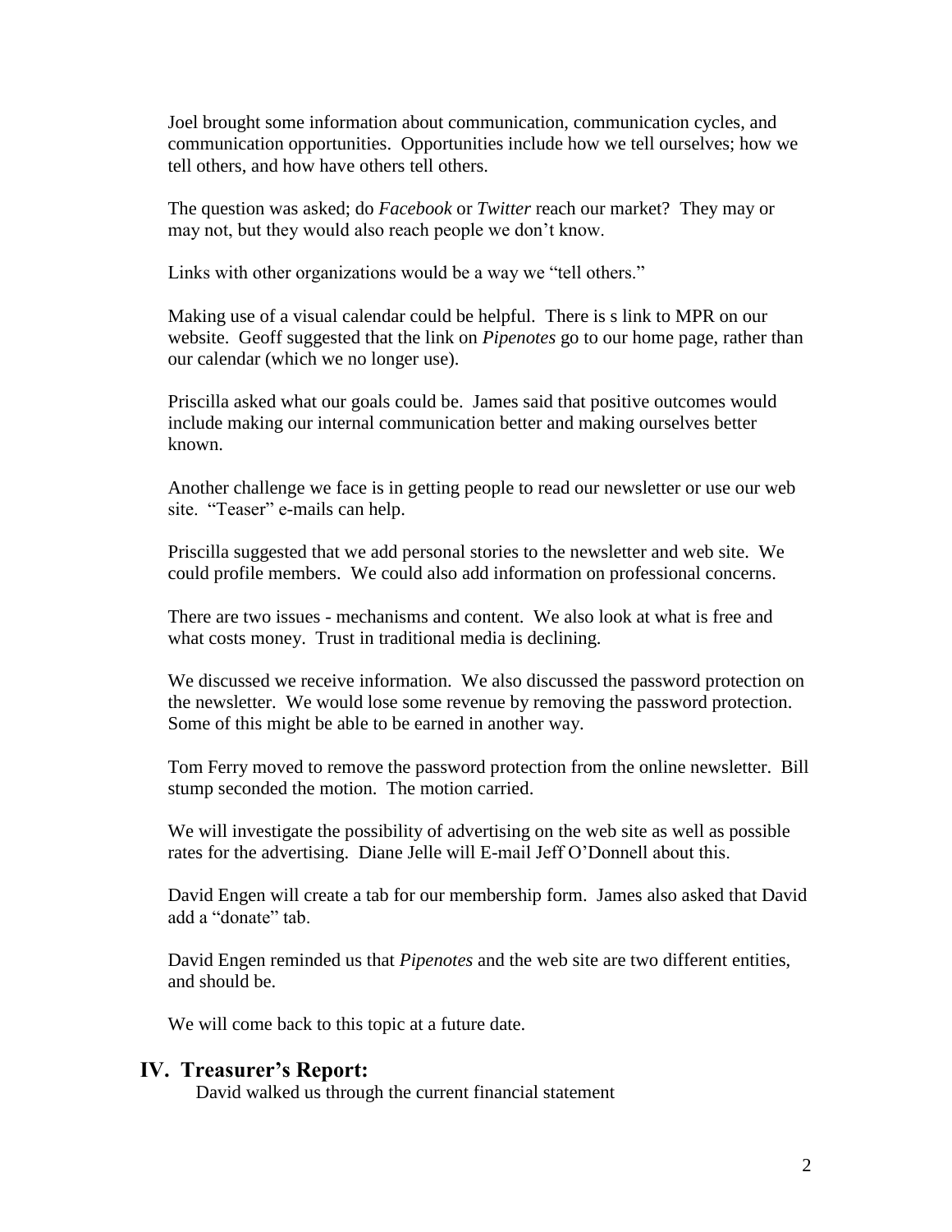Joel brought some information about communication, communication cycles, and communication opportunities. Opportunities include how we tell ourselves; how we tell others, and how have others tell others.

The question was asked; do *Facebook* or *Twitter* reach our market? They may or may not, but they would also reach people we don't know.

Links with other organizations would be a way we "tell others."

Making use of a visual calendar could be helpful. There is s link to MPR on our website. Geoff suggested that the link on *Pipenotes* go to our home page, rather than our calendar (which we no longer use).

Priscilla asked what our goals could be. James said that positive outcomes would include making our internal communication better and making ourselves better known.

Another challenge we face is in getting people to read our newsletter or use our web site. "Teaser" e-mails can help.

Priscilla suggested that we add personal stories to the newsletter and web site. We could profile members. We could also add information on professional concerns.

There are two issues - mechanisms and content. We also look at what is free and what costs money. Trust in traditional media is declining.

We discussed we receive information. We also discussed the password protection on the newsletter. We would lose some revenue by removing the password protection. Some of this might be able to be earned in another way.

Tom Ferry moved to remove the password protection from the online newsletter. Bill stump seconded the motion. The motion carried.

We will investigate the possibility of advertising on the web site as well as possible rates for the advertising. Diane Jelle will E-mail Jeff O'Donnell about this.

David Engen will create a tab for our membership form. James also asked that David add a "donate" tab.

David Engen reminded us that *Pipenotes* and the web site are two different entities, and should be.

We will come back to this topic at a future date.

## IV. Treasurer's Report:

David walked us through the current financial statement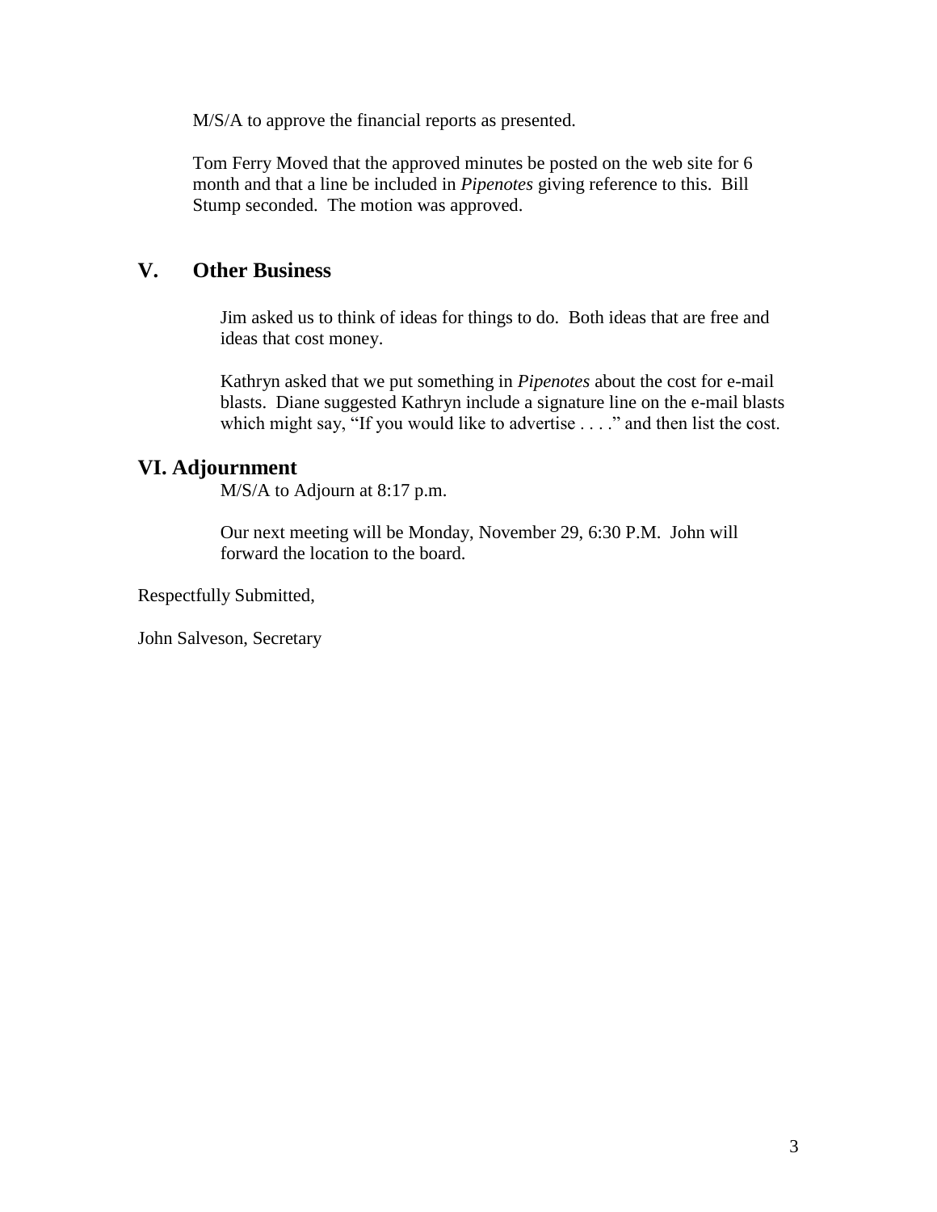M/S/A to approve the financial reports as presented.

Tom Ferry Moved that the approved minutes be posted on the web site for 6 month and that a line be included in *Pipenotes* giving reference to this. Bill Stump seconded. The motion was approved.

## V. Other Business

Jim asked us to think of ideas for things to do. Both ideas that are free and ideas that cost money.

Kathryn asked that we put something in *Pipenotes* about the cost for e-mail blasts. Diane suggested Kathryn include a signature line on the e-mail blasts which might say, "If you would like to advertise . . . ." and then list the cost.

## VI. Adjournment

M/S/A to Adjourn at 8:17 p.m.

Our next meeting will be Monday, November 29, 6:30 P.M. John will forward the location to the board.

Respectfully Submitted,

John Salveson, Secretary